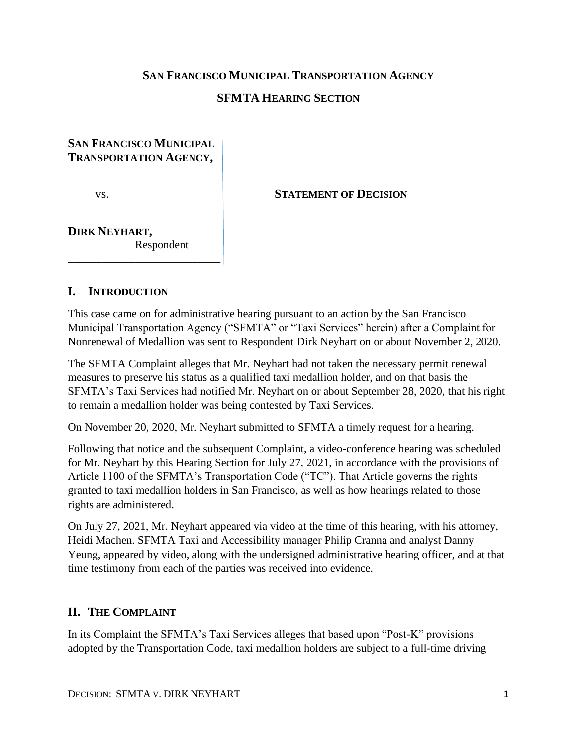**SAN FRANCISCO MUNICIPAL TRANSPORTATION AGENCY**

**SFMTA HEARING SECTION**

**SAN FRANCISCO MUNICIPAL TRANSPORTATION AGENCY,**

vs.

**DIRK NEYHART,**
Respondent

**STATEMENT OF DECISION**

## I. INTRODUCTION

This case came on for administrative hearing pursuant to an action by the San Francisco Municipal Transportation Agency ("SFMTA" or "Taxi Services" herein) after a Complaint for Nonrenewal of Medallion was sent to Respondent Dirk Neyhart on or about November 2, 2020.

The SFMTA Complaint alleges that Mr. Neyhart had not taken the necessary permit renewal measures to preserve his status as a qualified taxi medallion holder, and on that basis the SFMTA's Taxi Services had notified Mr. Neyhart on or about September 28, 2020, that his right to remain a medallion holder was being contested by Taxi Services.

On November 20, 2020, Mr. Neyhart submitted to SFMTA a timely request for a hearing.

Following that notice and the subsequent Complaint, a video-conference hearing was scheduled for Mr. Neyhart by this Hearing Section for July 27, 2021, in accordance with the provisions of Article 1100 of the SFMTA's Transportation Code ("TC"). That Article governs the rights granted to taxi medallion holders in San Francisco, as well as how hearings related to those rights are administered.

On July 27, 2021, Mr. Neyhart appeared via video at the time of this hearing, with his attorney, Heidi Machen. SFMTA Taxi and Accessibility manager Philip Cranna and analyst Danny Yeung, appeared by video, along with the undersigned administrative hearing officer, and at that time testimony from each of the parties was received into evidence.

## II. THE COMPLAINT

In its Complaint the SFMTA's Taxi Services alleges that based upon "Post-K" provisions adopted by the Transportation Code, taxi medallion holders are subject to a full-time driving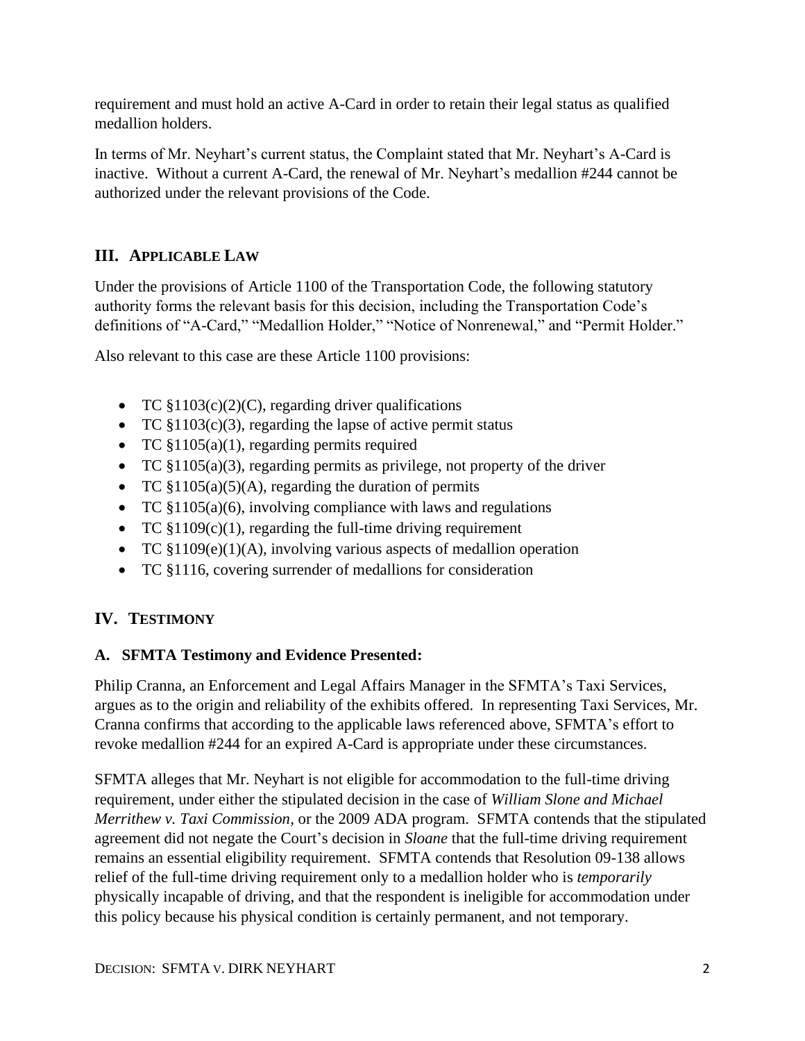requirement and must hold an active A-Card in order to retain their legal status as qualified medallion holders.

In terms of Mr. Neyhart's current status, the Complaint stated that Mr. Neyhart's A-Card is inactive. Without a current A-Card, the renewal of Mr. Neyhart's medallion #244 cannot be authorized under the relevant provisions of the Code.

## III. Applicable Law

Under the provisions of Article 1100 of the Transportation Code, the following statutory authority forms the relevant basis for this decision, including the Transportation Code's definitions of "A-Card," "Medallion Holder," "Notice of Nonrenewal," and "Permit Holder."

Also relevant to this case are these Article 1100 provisions:

- TC §1103(c)(2)(C), regarding driver qualifications
- TC §1103(c)(3), regarding the lapse of active permit status
- TC §1105(a)(1), regarding permits required
- TC §1105(a)(3), regarding permits as privilege, not property of the driver
- TC §1105(a)(5)(A), regarding the duration of permits
- TC §1105(a)(6), involving compliance with laws and regulations
- TC §1109(c)(1), regarding the full-time driving requirement
- TC §1109(e)(1)(A), involving various aspects of medallion operation
- TC §1116, covering surrender of medallions for consideration

## IV. Testimony

### A. SFMTA Testimony and Evidence Presented:

Philip Cranna, an Enforcement and Legal Affairs Manager in the SFMTA's Taxi Services, argues as to the origin and reliability of the exhibits offered. In representing Taxi Services, Mr. Cranna confirms that according to the applicable laws referenced above, SFMTA's effort to revoke medallion #244 for an expired A-Card is appropriate under these circumstances.

SFMTA alleges that Mr. Neyhart is not eligible for accommodation to the full-time driving requirement, under either the stipulated decision in the case of *William Slone and Michael Merrithew v. Taxi Commission*, or the 2009 ADA program. SFMTA contends that the stipulated agreement did not negate the Court's decision in *Sloane* that the full-time driving requirement remains an essential eligibility requirement. SFMTA contends that Resolution 09-138 allows relief of the full-time driving requirement only to a medallion holder who is *temporarily* physically incapable of driving, and that the respondent is ineligible for accommodation under this policy because his physical condition is certainly permanent, and not temporary.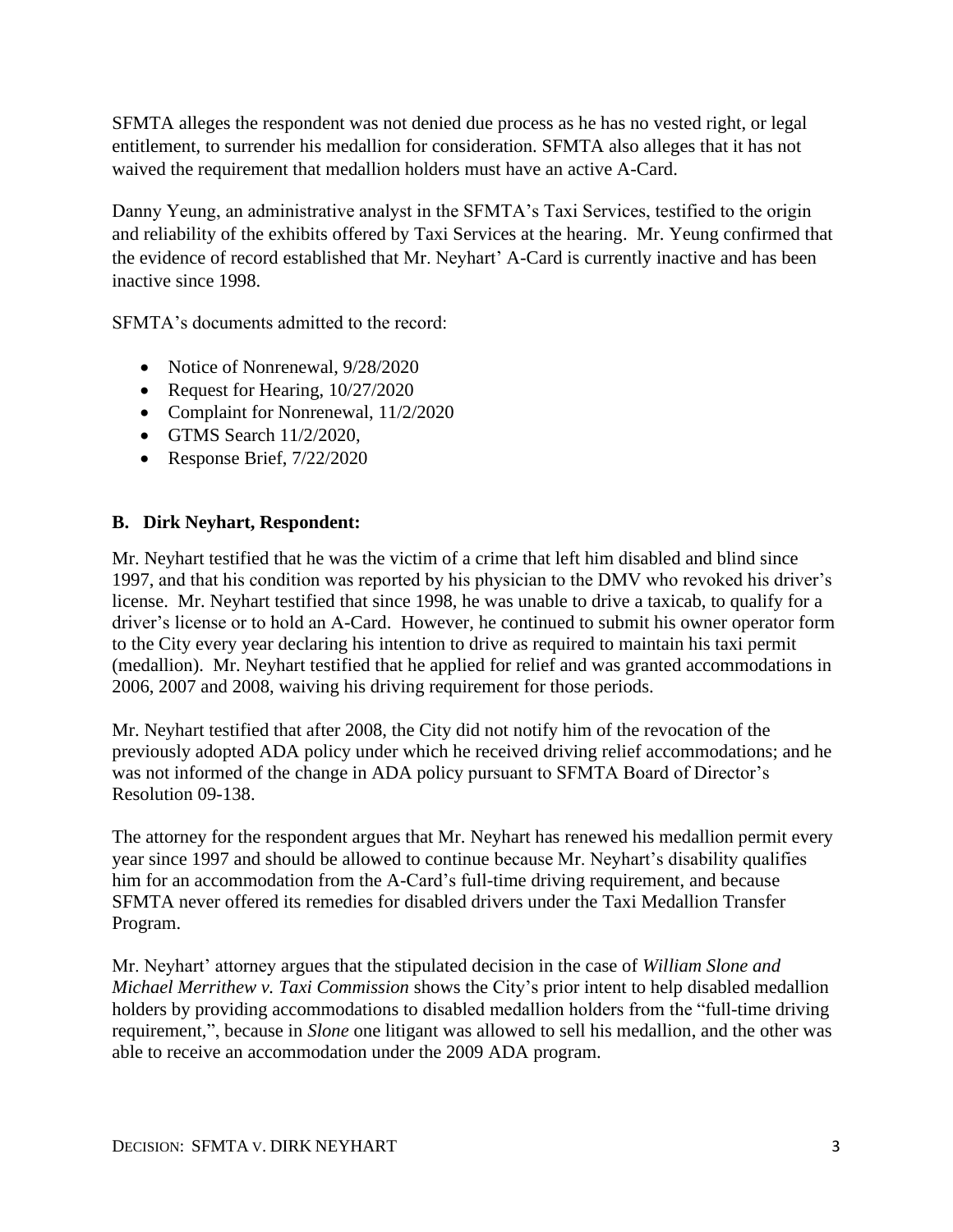SFMTA alleges the respondent was not denied due process as he has no vested right, or legal entitlement, to surrender his medallion for consideration. SFMTA also alleges that it has not waived the requirement that medallion holders must have an active A-Card.

Danny Yeung, an administrative analyst in the SFMTA's Taxi Services, testified to the origin and reliability of the exhibits offered by Taxi Services at the hearing. Mr. Yeung confirmed that the evidence of record established that Mr. Neyhart' A-Card is currently inactive and has been inactive since 1998.

SFMTA's documents admitted to the record:

- Notice of Nonrenewal, 9/28/2020
- Request for Hearing, 10/27/2020
- Complaint for Nonrenewal, 11/2/2020
- GTMS Search 11/2/2020,
- Response Brief, 7/22/2020

### B. Dirk Neyhart, Respondent:

Mr. Neyhart testified that he was the victim of a crime that left him disabled and blind since 1997, and that his condition was reported by his physician to the DMV who revoked his driver's license. Mr. Neyhart testified that since 1998, he was unable to drive a taxicab, to qualify for a driver's license or to hold an A-Card. However, he continued to submit his owner operator form to the City every year declaring his intention to drive as required to maintain his taxi permit (medallion). Mr. Neyhart testified that he applied for relief and was granted accommodations in 2006, 2007 and 2008, waiving his driving requirement for those periods.

Mr. Neyhart testified that after 2008, the City did not notify him of the revocation of the previously adopted ADA policy under which he received driving relief accommodations; and he was not informed of the change in ADA policy pursuant to SFMTA Board of Director's Resolution 09-138.

The attorney for the respondent argues that Mr. Neyhart has renewed his medallion permit every year since 1997 and should be allowed to continue because Mr. Neyhart's disability qualifies him for an accommodation from the A-Card's full-time driving requirement, and because SFMTA never offered its remedies for disabled drivers under the Taxi Medallion Transfer Program.

Mr. Neyhart' attorney argues that the stipulated decision in the case of *William Slone and Michael Merrithew v. Taxi Commission* shows the City's prior intent to help disabled medallion holders by providing accommodations to disabled medallion holders from the "full-time driving requirement,", because in *Slone* one litigant was allowed to sell his medallion, and the other was able to receive an accommodation under the 2009 ADA program.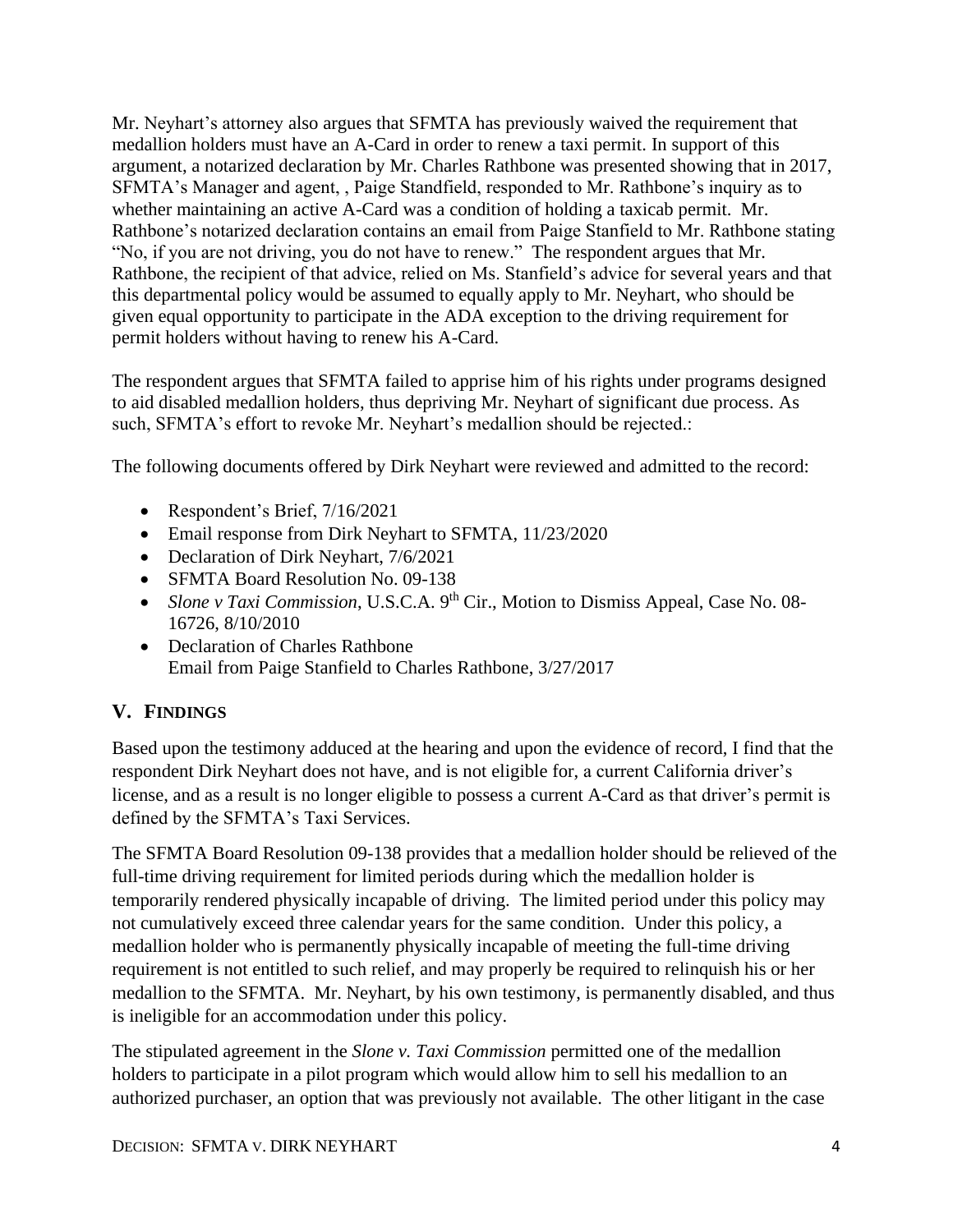Mr. Neyhart's attorney also argues that SFMTA has previously waived the requirement that medallion holders must have an A-Card in order to renew a taxi permit. In support of this argument, a notarized declaration by Mr. Charles Rathbone was presented showing that in 2017, SFMTA's Manager and agent, , Paige Standfield, responded to Mr. Rathbone's inquiry as to whether maintaining an active A-Card was a condition of holding a taxicab permit. Mr. Rathbone's notarized declaration contains an email from Paige Stanfield to Mr. Rathbone stating "No, if you are not driving, you do not have to renew." The respondent argues that Mr. Rathbone, the recipient of that advice, relied on Ms. Stanfield's advice for several years and that this departmental policy would be assumed to equally apply to Mr. Neyhart, who should be given equal opportunity to participate in the ADA exception to the driving requirement for permit holders without having to renew his A-Card.

The respondent argues that SFMTA failed to apprise him of his rights under programs designed to aid disabled medallion holders, thus depriving Mr. Neyhart of significant due process. As such, SFMTA's effort to revoke Mr. Neyhart's medallion should be rejected.:

The following documents offered by Dirk Neyhart were reviewed and admitted to the record:

- Respondent's Brief, 7/16/2021
- Email response from Dirk Neyhart to SFMTA, 11/23/2020
- Declaration of Dirk Neyhart, 7/6/2021
- SFMTA Board Resolution No. 09-138
- *Slone v Taxi Commission*, U.S.C.A. 9th Cir., Motion to Dismiss Appeal, Case No. 08-16726, 8/10/2010
- Declaration of Charles Rathbone
  Email from Paige Stanfield to Charles Rathbone, 3/27/2017

## V. FINDINGS

Based upon the testimony adduced at the hearing and upon the evidence of record, I find that the respondent Dirk Neyhart does not have, and is not eligible for, a current California driver's license, and as a result is no longer eligible to possess a current A-Card as that driver's permit is defined by the SFMTA's Taxi Services.

The SFMTA Board Resolution 09-138 provides that a medallion holder should be relieved of the full-time driving requirement for limited periods during which the medallion holder is temporarily rendered physically incapable of driving. The limited period under this policy may not cumulatively exceed three calendar years for the same condition. Under this policy, a medallion holder who is permanently physically incapable of meeting the full-time driving requirement is not entitled to such relief, and may properly be required to relinquish his or her medallion to the SFMTA. Mr. Neyhart, by his own testimony, is permanently disabled, and thus is ineligible for an accommodation under this policy.

The stipulated agreement in the *Slone v. Taxi Commission* permitted one of the medallion holders to participate in a pilot program which would allow him to sell his medallion to an authorized purchaser, an option that was previously not available. The other litigant in the case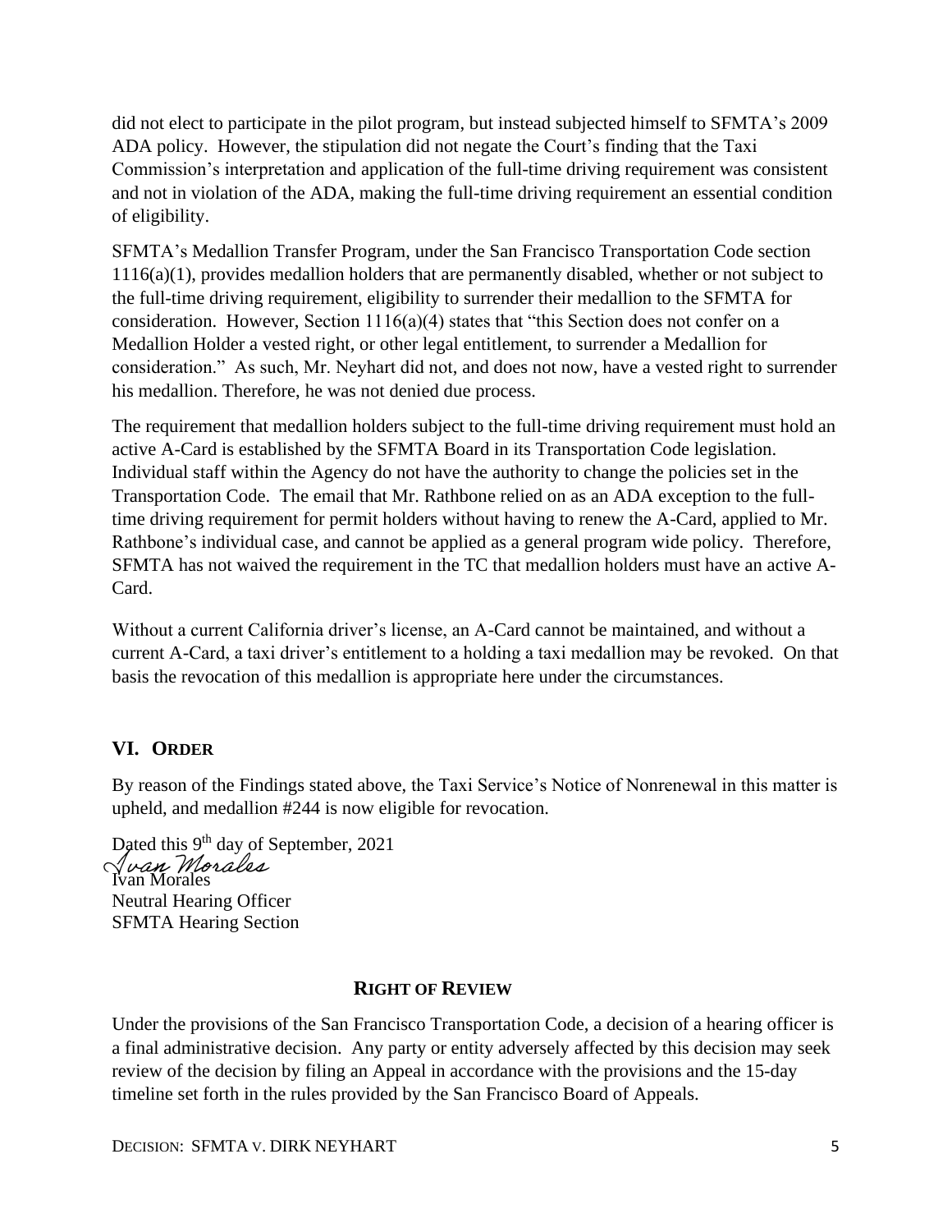did not elect to participate in the pilot program, but instead subjected himself to SFMTA's 2009 ADA policy. However, the stipulation did not negate the Court's finding that the Taxi Commission's interpretation and application of the full-time driving requirement was consistent and not in violation of the ADA, making the full-time driving requirement an essential condition of eligibility.

SFMTA's Medallion Transfer Program, under the San Francisco Transportation Code section 1116(a)(1), provides medallion holders that are permanently disabled, whether or not subject to the full-time driving requirement, eligibility to surrender their medallion to the SFMTA for consideration. However, Section 1116(a)(4) states that "this Section does not confer on a Medallion Holder a vested right, or other legal entitlement, to surrender a Medallion for consideration." As such, Mr. Neyhart did not, and does not now, have a vested right to surrender his medallion. Therefore, he was not denied due process.

The requirement that medallion holders subject to the full-time driving requirement must hold an active A-Card is established by the SFMTA Board in its Transportation Code legislation. Individual staff within the Agency do not have the authority to change the policies set in the Transportation Code. The email that Mr. Rathbone relied on as an ADA exception to the full-time driving requirement for permit holders without having to renew the A-Card, applied to Mr. Rathbone's individual case, and cannot be applied as a general program wide policy. Therefore, SFMTA has not waived the requirement in the TC that medallion holders must have an active A-Card.

Without a current California driver's license, an A-Card cannot be maintained, and without a current A-Card, a taxi driver's entitlement to a holding a taxi medallion may be revoked. On that basis the revocation of this medallion is appropriate here under the circumstances.

## VI. ORDER

By reason of the Findings stated above, the Taxi Service's Notice of Nonrenewal in this matter is upheld, and medallion #244 is now eligible for revocation.

Dated this 9th day of September, 2021

*Ivan Morales*

Ivan Morales
Neutral Hearing Officer
SFMTA Hearing Section

### RIGHT OF REVIEW

Under the provisions of the San Francisco Transportation Code, a decision of a hearing officer is a final administrative decision. Any party or entity adversely affected by this decision may seek review of the decision by filing an Appeal in accordance with the provisions and the 15-day timeline set forth in the rules provided by the San Francisco Board of Appeals.